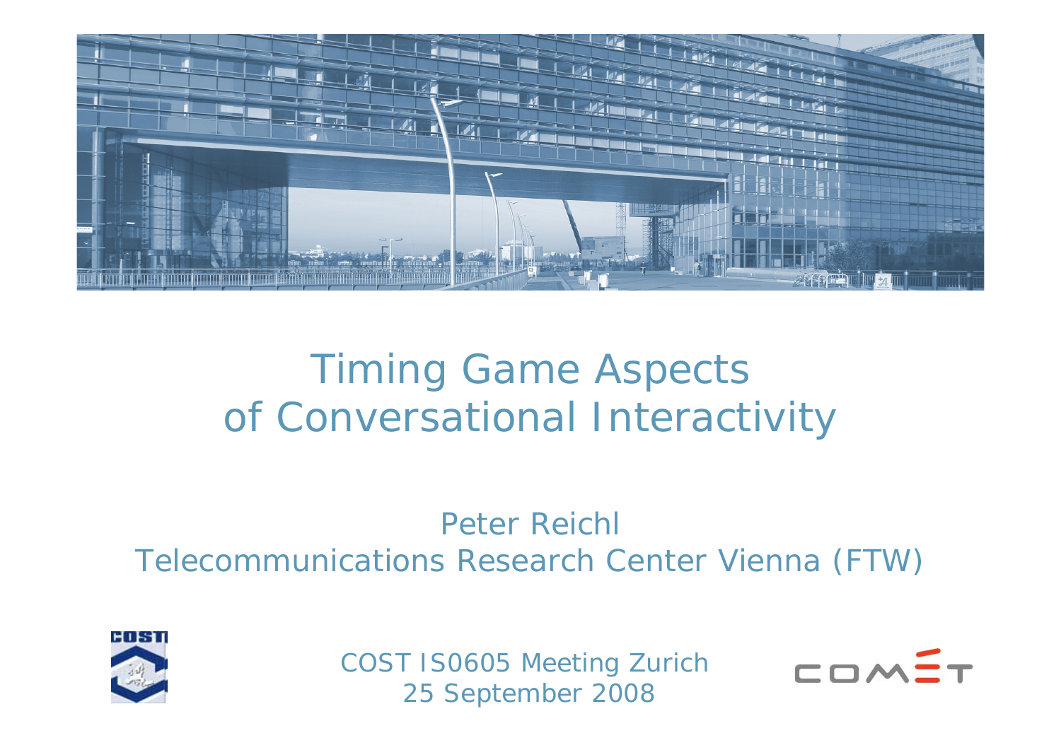# Timing Game Aspects of Conversational Interactivity

Peter Reichl

Telecommunications Research Center Vienna (FTW)

COST IS0605 Meeting Zurich
25 September 2008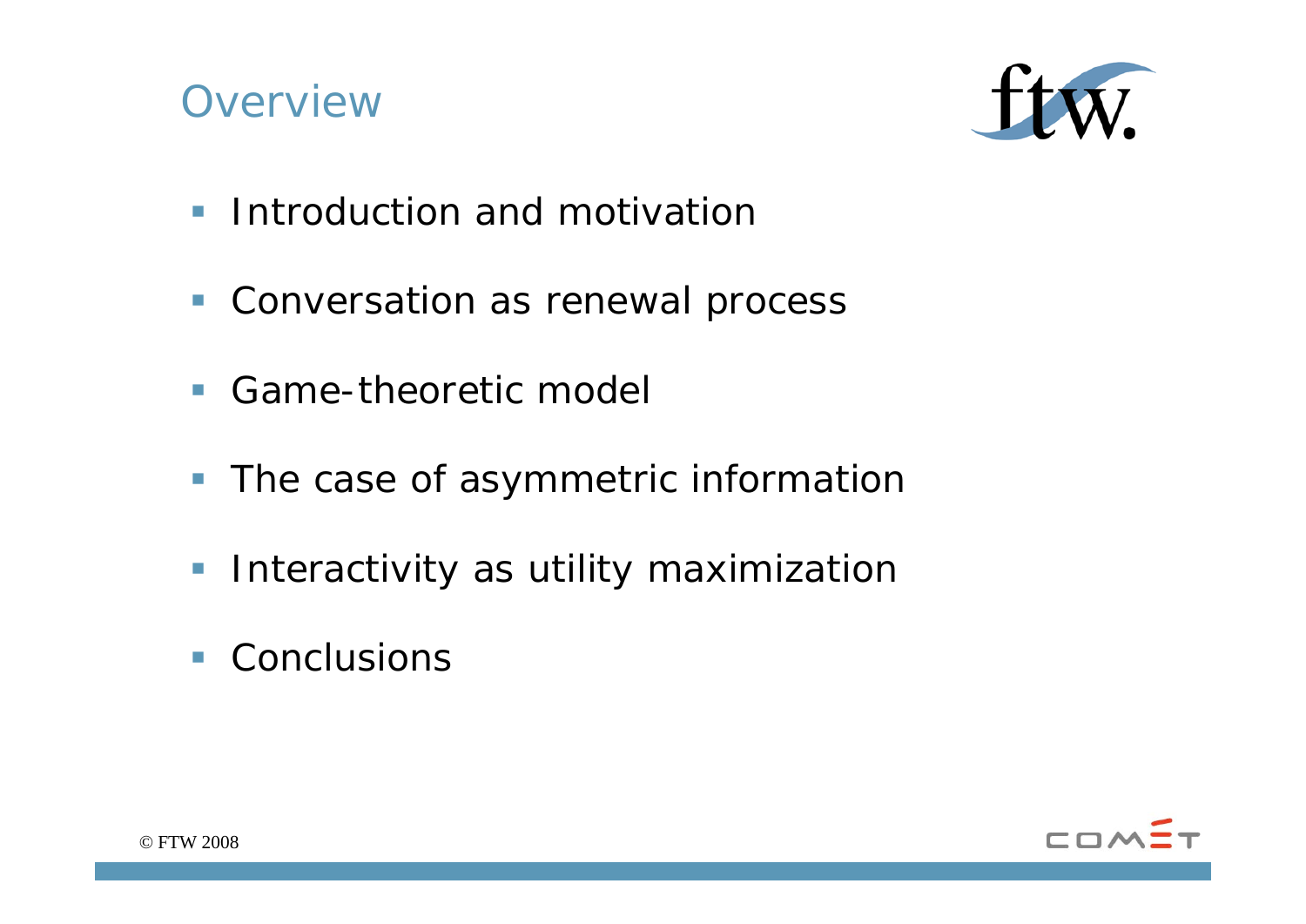# Overview

- Introduction and motivation
- Conversation as renewal process
- Game-theoretic model
- The case of asymmetric information
- Interactivity as utility maximization
- Conclusions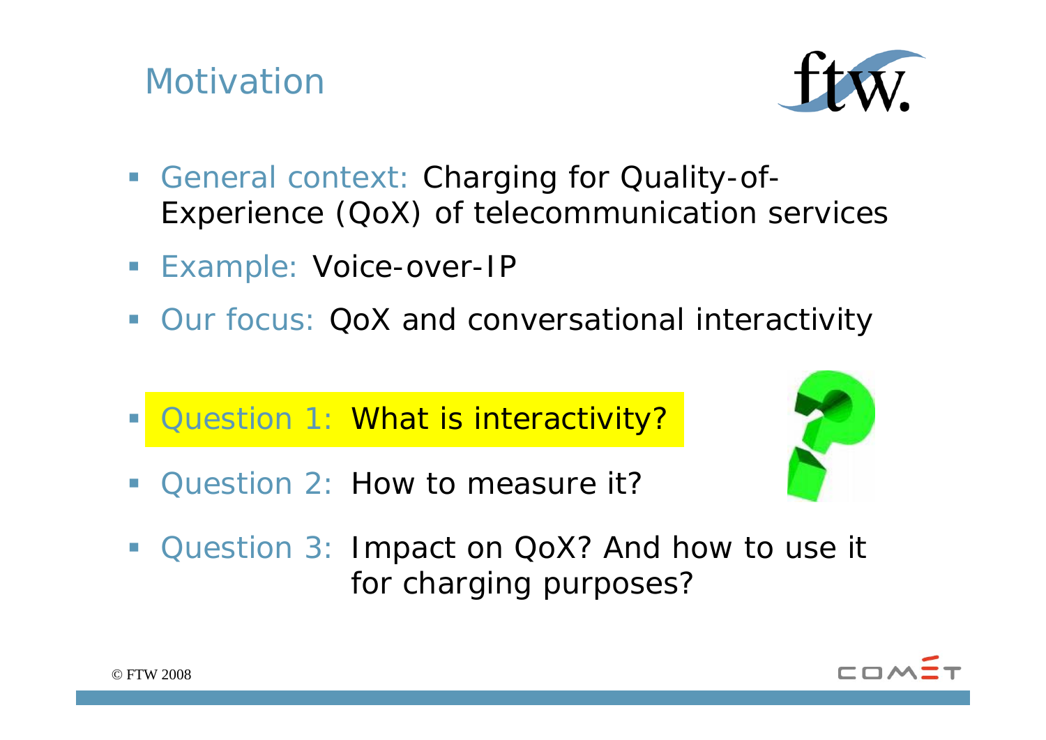# Motivation

- General context: Charging for Quality-of-Experience (QoX) of telecommunication services
- Example: Voice-over-IP
- Our focus: QoX and conversational interactivity

- Question 1: What is interactivity?
- Question 2: How to measure it?
- Question 3: Impact on QoX? And how to use it for charging purposes?

© FTW 2008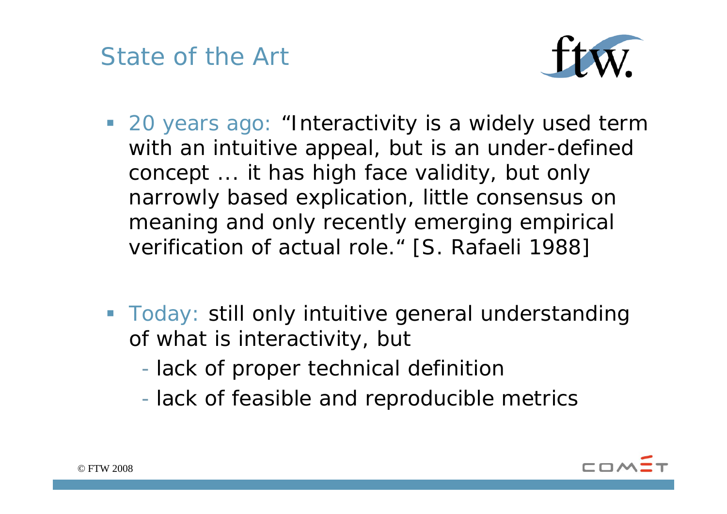# State of the Art

- 20 years ago: "Interactivity is a widely used term with an intuitive appeal, but is an under-defined concept … it has high face validity, but only narrowly based explication, little consensus on meaning and only recently emerging empirical verification of actual role." [S. Rafaeli 1988]

- Today: still only intuitive general understanding of what is interactivity, but
  - lack of proper technical definition
  - lack of feasible and reproducible metrics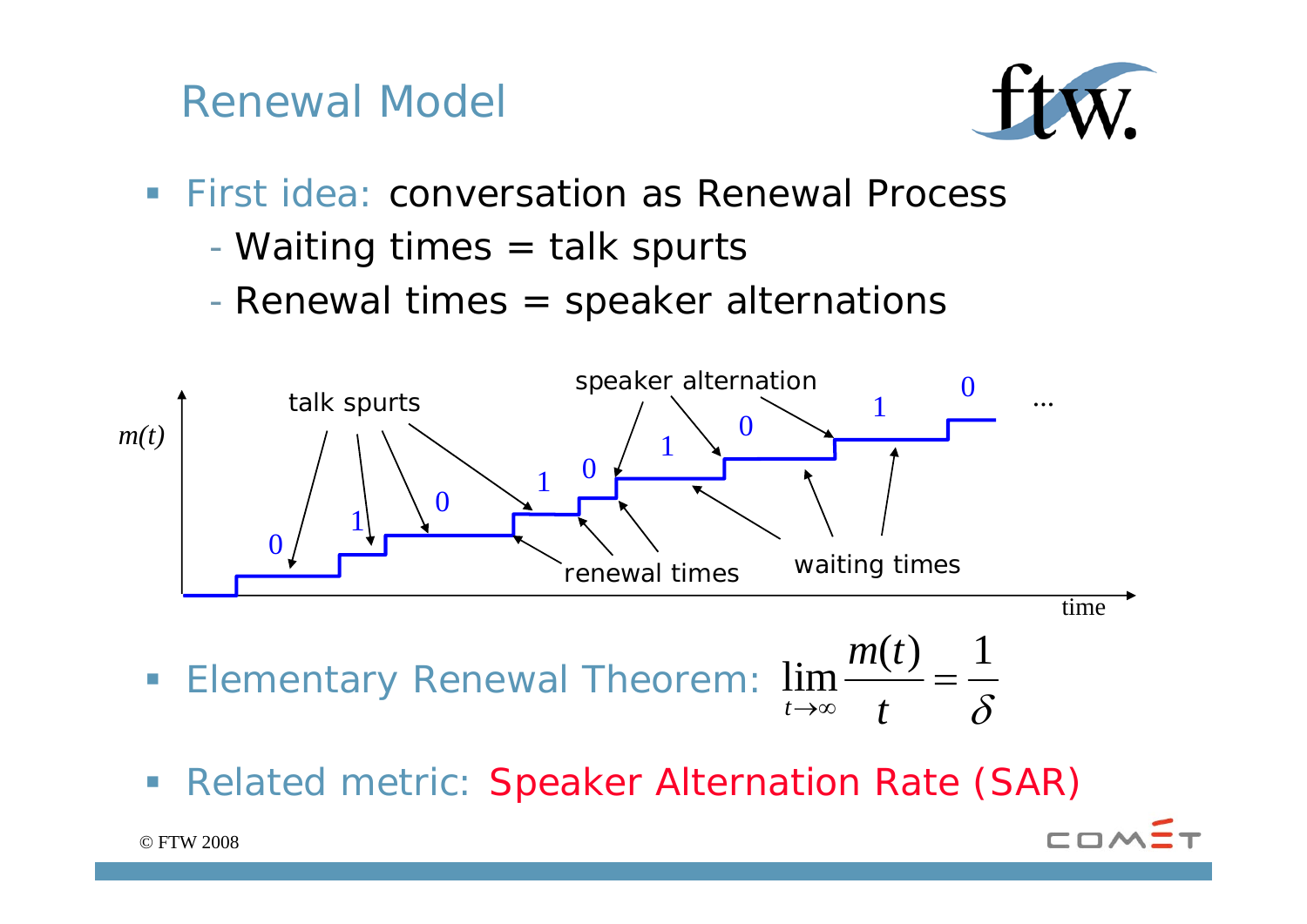# Renewal Model

- First idea: conversation as Renewal Process
  - Waiting times = talk spurts
  - Renewal times = speaker alternations

- Elementary Renewal Theorem: $$\lim_{t \to \infty} \frac{m(t)}{t} = \frac{1}{\delta}$$

- Related metric: Speaker Alternation Rate (SAR)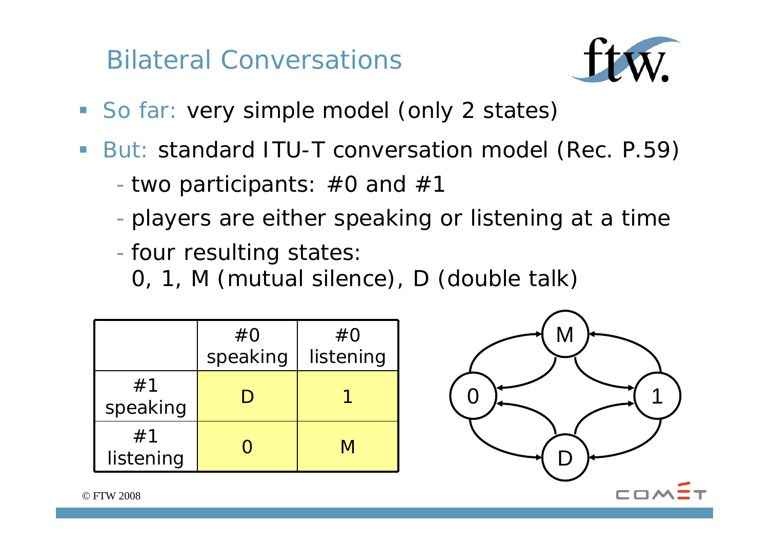# Bilateral Conversations

- So far: very simple model (only 2 states)
- But: standard ITU-T conversation model (Rec. P.59)
  - two participants: #0 and #1
  - players are either speaking or listening at a time
  - four resulting states:
    0, 1, M (mutual silence), D (double talk)

| | #0 speaking | #0 listening |
|---|---|---|
| #1 speaking | D | 1 |
| #1 listening | 0 | M |

© FTW 2008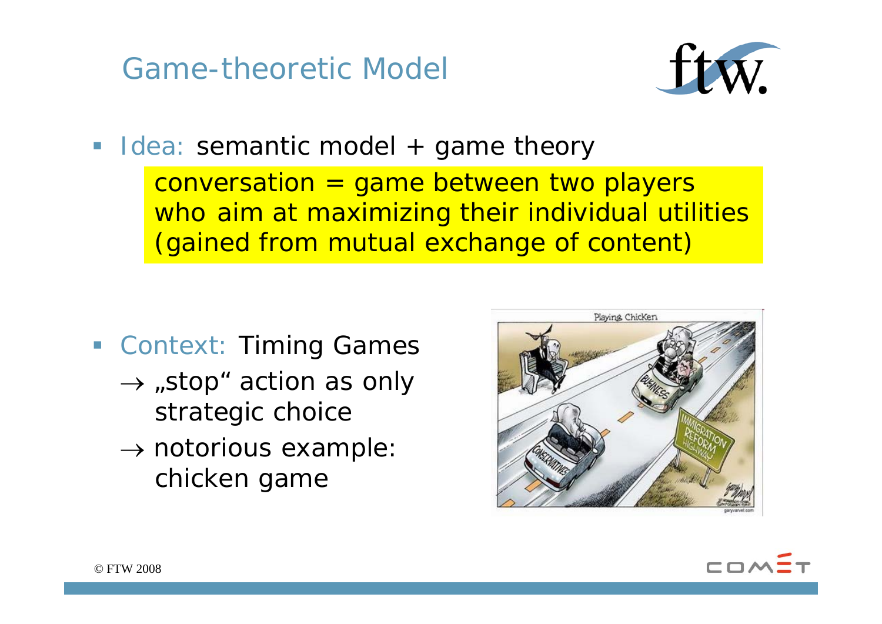# Game-theoretic Model

- Idea: semantic model + game theory

  conversation = game between two players who aim at maximizing their individual utilities (gained from mutual exchange of content)

- Context: Timing Games
  - → „stop" action as only strategic choice
  - → notorious example: chicken game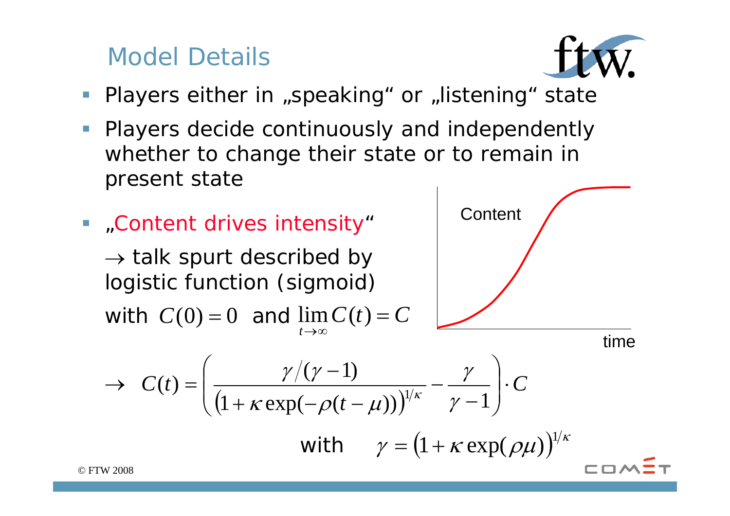# Model Details

- Players either in „speaking“ or „listening“ state
- Players decide continuously and independently whether to change their state or to remain in present state
- „Content drives intensity“

  → talk spurt described by logistic function (sigmoid) with $C(0) = 0$ and $\lim_{t \to \infty} C(t) = C$

$$\rightarrow \quad C(t) = \left( \frac{\gamma / (\gamma - 1)}{\left(1 + \kappa \exp(-\rho(t - \mu))\right)^{1/\kappa}} - \frac{\gamma}{\gamma - 1} \right) \cdot C$$

$$\text{with} \quad \gamma = \left(1 + \kappa \exp(\rho \mu)\right)^{1/\kappa}$$

© FTW 2008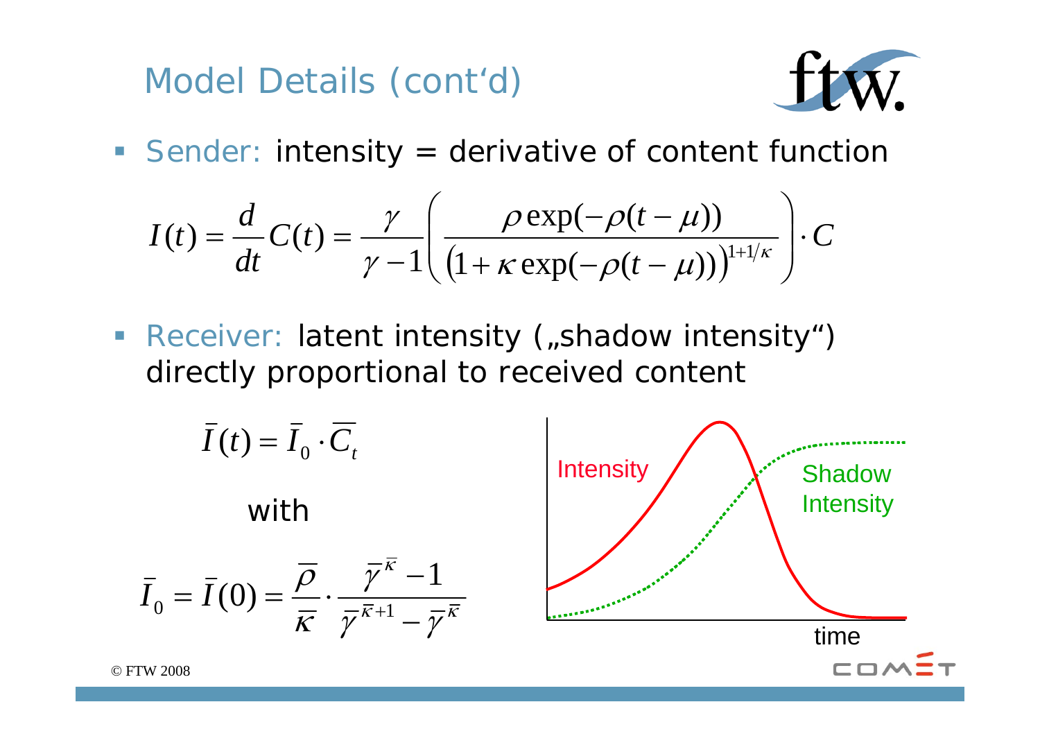# Model Details (cont'd)

- Sender: intensity = derivative of content function

$$I(t) = \frac{d}{dt} C(t) = \frac{\gamma}{\gamma - 1} \left( \frac{\rho \exp(-\rho(t-\mu))}{\left(1 + \kappa \exp(-\rho(t-\mu))\right)^{1+1/\kappa}} \right) \cdot C$$

- Receiver: latent intensity („shadow intensity") directly proportional to received content

$$\bar{I}(t) = \bar{I}_0 \cdot \overline{C_t}$$

with

$$\bar{I}_0 = \bar{I}(0) = \frac{\bar{\rho}}{\bar{\kappa}} \cdot \frac{\bar{\gamma}^{\bar{\kappa}} - 1}{\bar{\gamma}^{\bar{\kappa}+1} - \bar{\gamma}^{\bar{\kappa}}}$$

Intensity

Shadow Intensity

time

© FTW 2008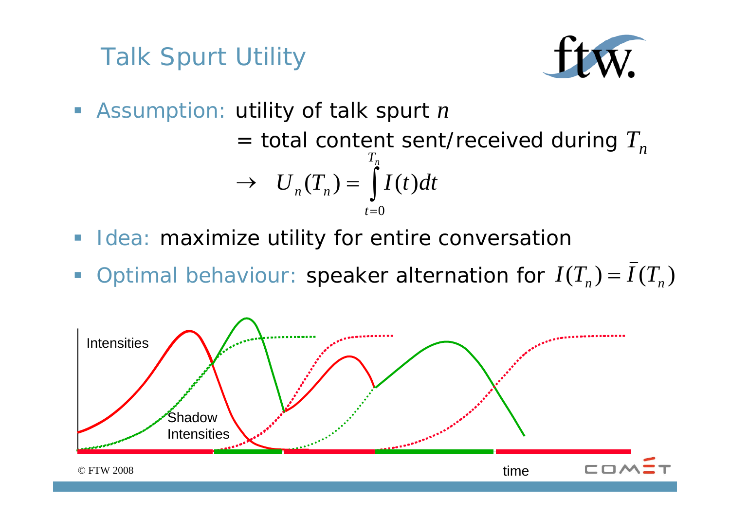# Talk Spurt Utility

- Assumption: utility of talk spurt $n$

  = total content sent/received during $T_n$

$$\rightarrow \quad U_n(T_n) = \int_{t=0}^{T_n} I(t)\,dt$$

- Idea: maximize utility for entire conversation
- Optimal behaviour: speaker alternation for $I(T_n) = \bar{I}(T_n)$

Intensities

Shadow Intensities

time

© FTW 2008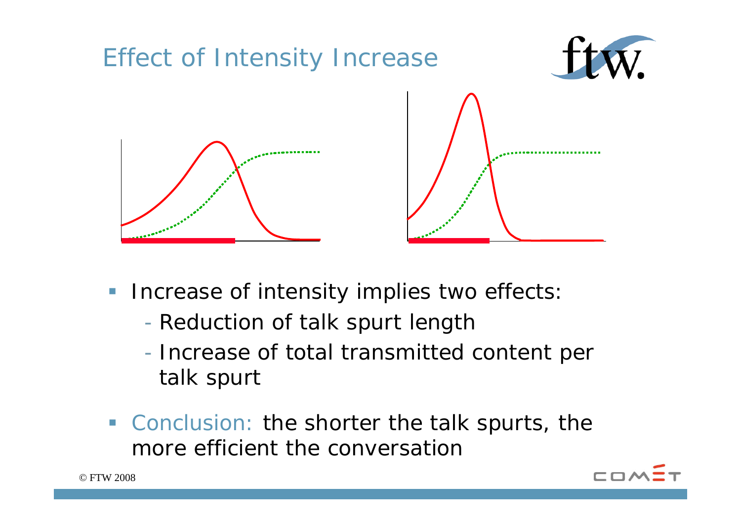# Effect of Intensity Increase

- Increase of intensity implies two effects:
  - Reduction of talk spurt length
  - Increase of total transmitted content per talk spurt
- Conclusion: the shorter the talk spurts, the more efficient the conversation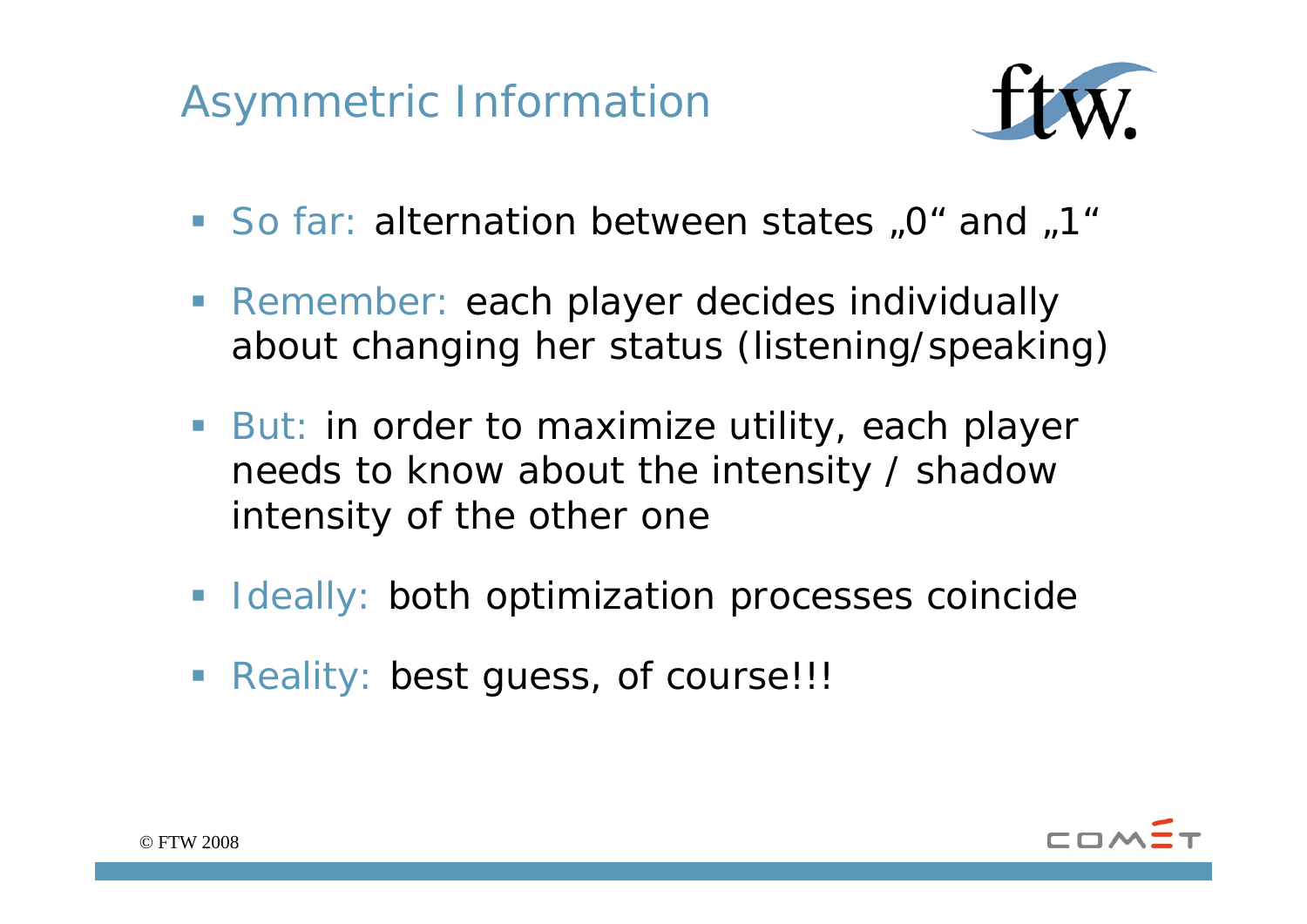# Asymmetric Information

- So far: alternation between states „0“ and „1“
- Remember: each player decides individually about changing her status (listening/speaking)
- But: in order to maximize utility, each player needs to know about the intensity / shadow intensity of the other one
- Ideally: both optimization processes coincide
- Reality: best guess, of course!!!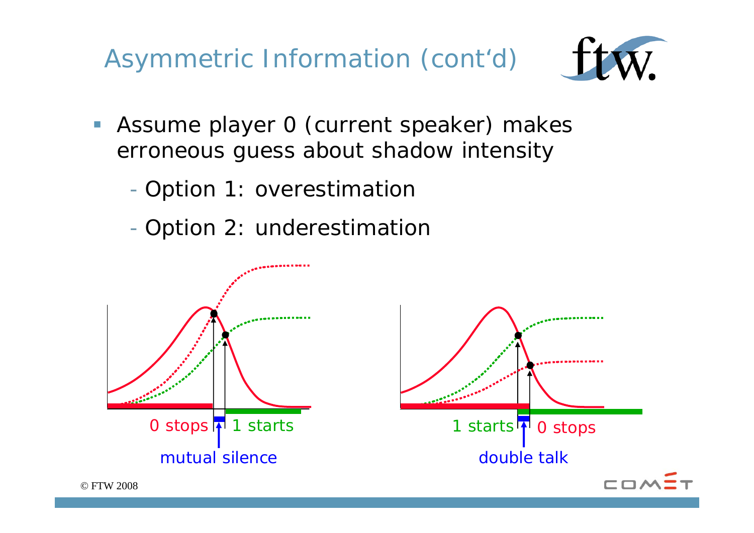# Asymmetric Information (cont'd)

- Assume player 0 (current speaker) makes erroneous guess about shadow intensity
  - Option 1: overestimation
  - Option 2: underestimation

0 stops | 1 starts

mutual silence

1 starts | 0 stops

double talk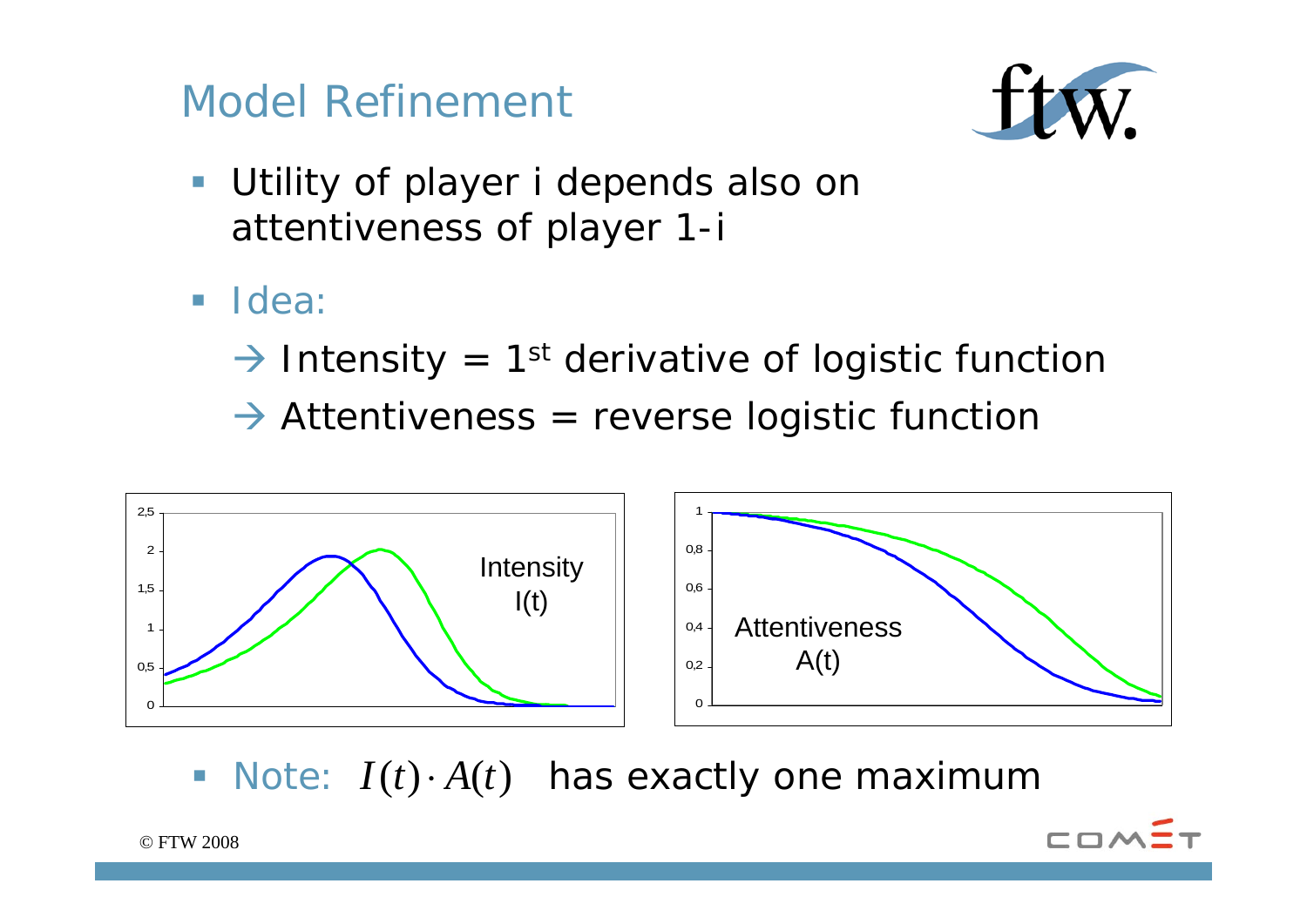# Model Refinement

- Utility of player i depends also on attentiveness of player 1-i
- Idea:
  - → Intensity = 1[st] derivative of logistic function
  - → Attentiveness = reverse logistic function

Intensity $I(t)$

Attentiveness $A(t)$

- Note: $I(t) \cdot A(t)$ has exactly one maximum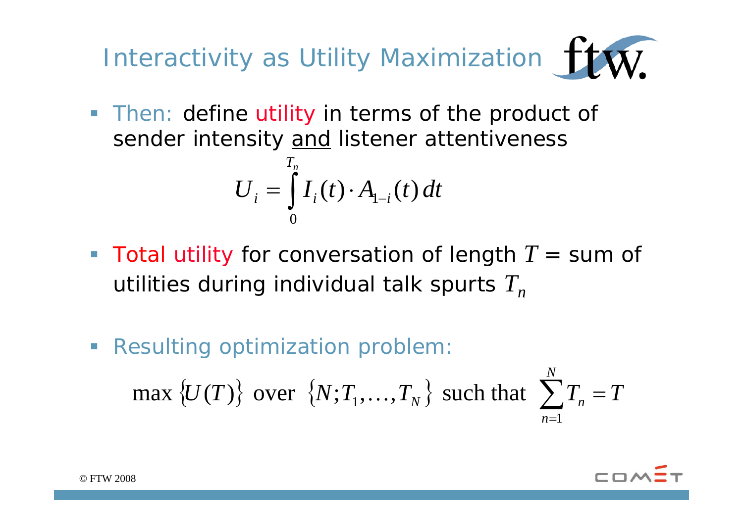# Interactivity as Utility Maximization

- Then: define utility in terms of the product of sender intensity <u>and</u> listener attentiveness

$$U_i = \int_0^{T_n} I_i(t) \cdot A_{1-i}(t)\, dt$$

- Total utility for conversation of length $T$ = sum of utilities during individual talk spurts $T_n$

- Resulting optimization problem:

$$\max \{U(T)\} \text{ over } \{N; T_1, \ldots, T_N\} \text{ such that } \sum_{n=1}^{N} T_n = T$$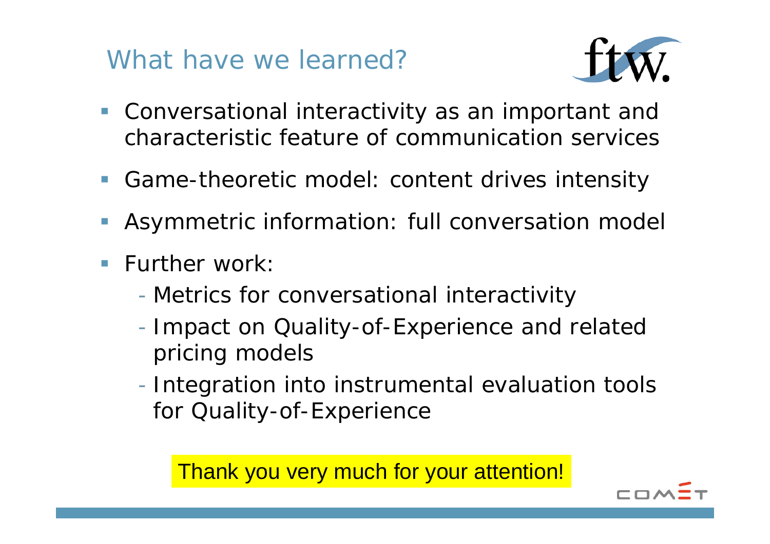# What have we learned?

- Conversational interactivity as an important and characteristic feature of communication services
- Game-theoretic model: content drives intensity
- Asymmetric information: full conversation model
- Further work:
  - Metrics for conversational interactivity
  - Impact on Quality-of-Experience and related pricing models
  - Integration into instrumental evaluation tools for Quality-of-Experience

Thank you very much for your attention!